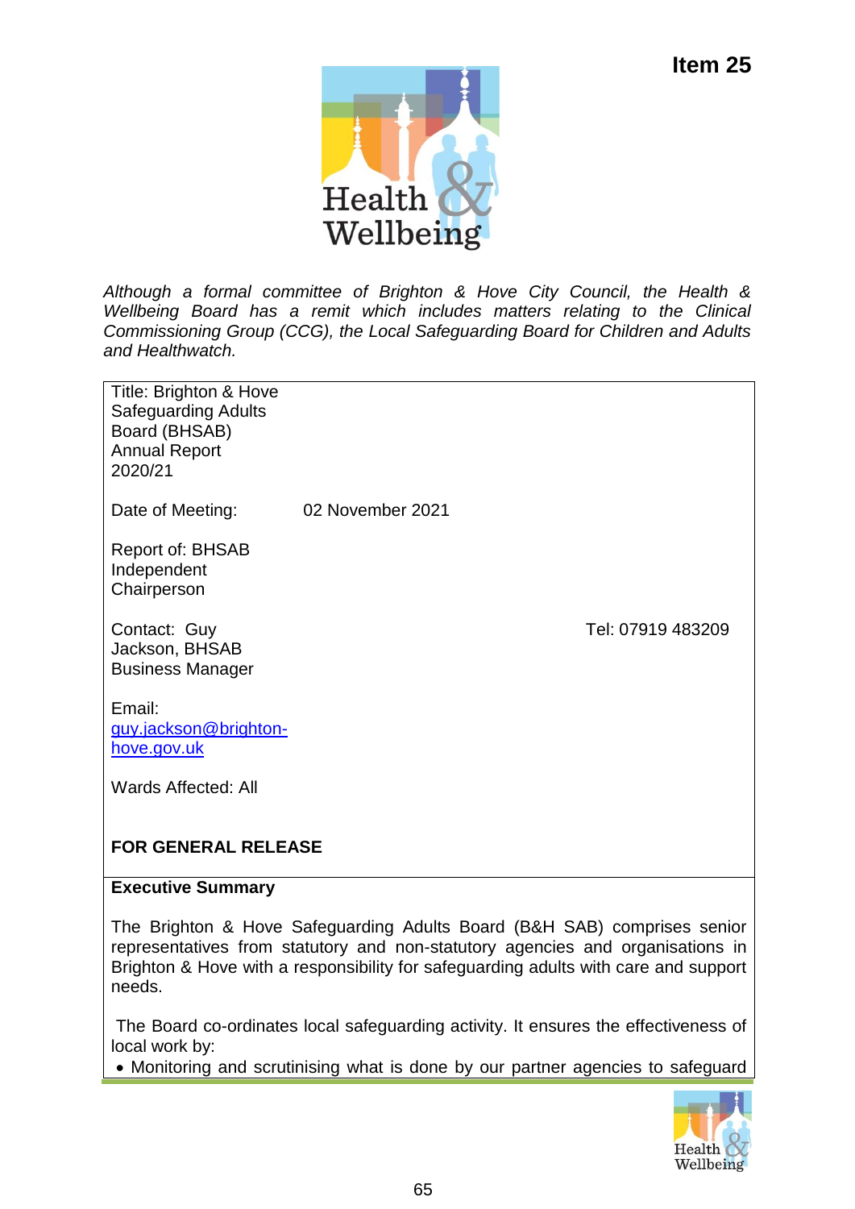**Item 25**

*Although a formal committee of Brighton & Hove City Council, the Health & Wellbeing Board has a remit which includes matters relating to the Clinical Commissioning Group (CCG), the Local Safeguarding Board for Children and Adults and Healthwatch.*

Title: Brighton & Hove Safeguarding Adults Board (BHSAB) Annual Report 2020/21

Date of Meeting: 02 November 2021

Report of: BHSAB Independent Chairperson

Contact: Guy Jackson, BHSAB Business Manager — Tel: 07919 483209

Email: guy.jackson@brighton-hove.gov.uk

Wards Affected: All

**FOR GENERAL RELEASE**

**Executive Summary**

The Brighton & Hove Safeguarding Adults Board (B&H SAB) comprises senior representatives from statutory and non-statutory agencies and organisations in Brighton & Hove with a responsibility for safeguarding adults with care and support needs.

The Board co-ordinates local safeguarding activity. It ensures the effectiveness of local work by:

- Monitoring and scrutinising what is done by our partner agencies to safeguard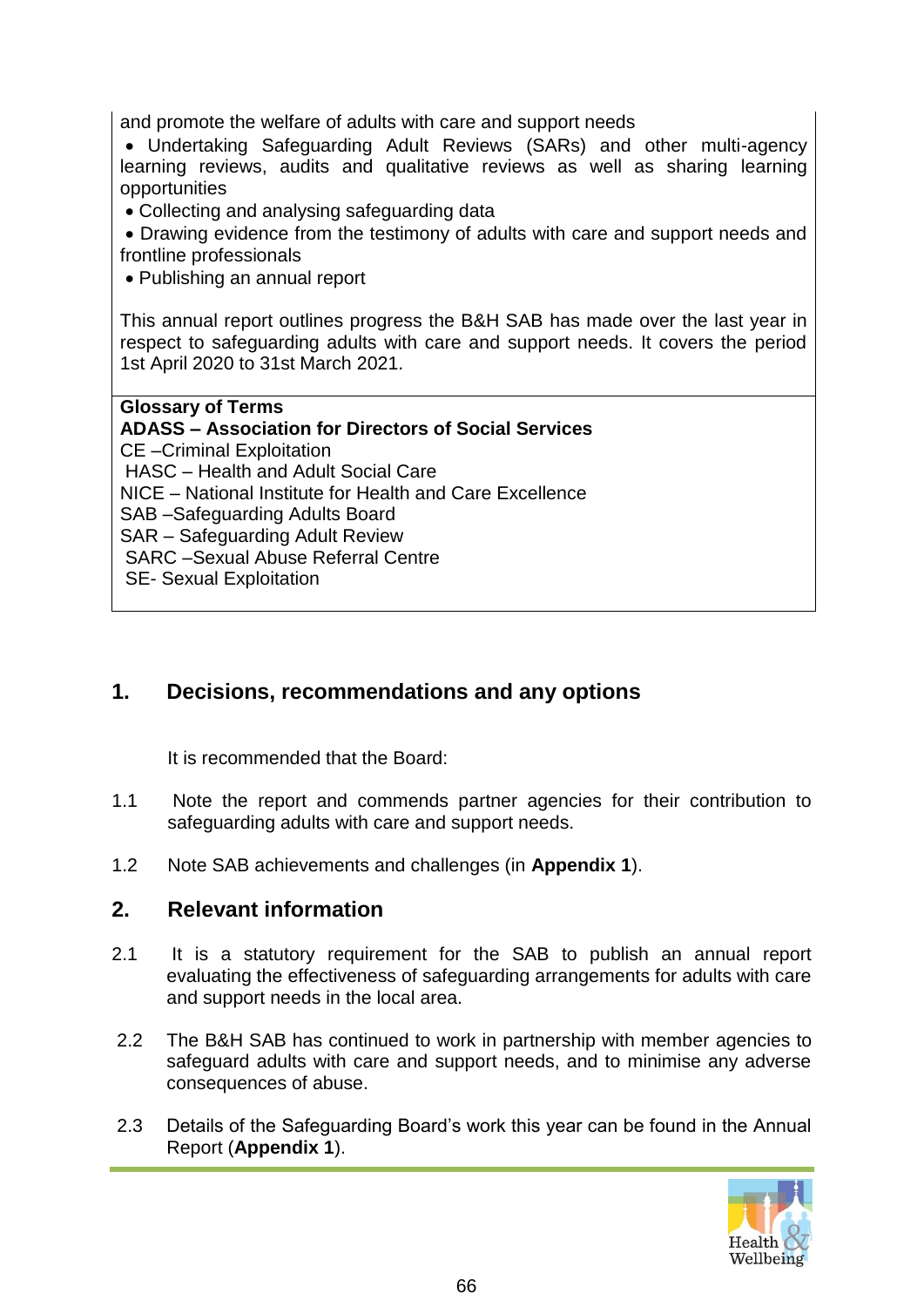and promote the welfare of adults with care and support needs

- Undertaking Safeguarding Adult Reviews (SARs) and other multi-agency learning reviews, audits and qualitative reviews as well as sharing learning opportunities
- Collecting and analysing safeguarding data
- Drawing evidence from the testimony of adults with care and support needs and frontline professionals
- Publishing an annual report

This annual report outlines progress the B&H SAB has made over the last year in respect to safeguarding adults with care and support needs. It covers the period 1st April 2020 to 31st March 2021.

**Glossary of Terms**
**ADASS – Association for Directors of Social Services**
CE –Criminal Exploitation
HASC – Health and Adult Social Care
NICE – National Institute for Health and Care Excellence
SAB –Safeguarding Adults Board
SAR – Safeguarding Adult Review
SARC –Sexual Abuse Referral Centre
SE- Sexual Exploitation

## 1. Decisions, recommendations and any options

It is recommended that the Board:

1.1 Note the report and commends partner agencies for their contribution to safeguarding adults with care and support needs.

1.2 Note SAB achievements and challenges (in **Appendix 1**).

## 2. Relevant information

2.1 It is a statutory requirement for the SAB to publish an annual report evaluating the effectiveness of safeguarding arrangements for adults with care and support needs in the local area.

2.2 The B&H SAB has continued to work in partnership with member agencies to safeguard adults with care and support needs, and to minimise any adverse consequences of abuse.

2.3 Details of the Safeguarding Board's work this year can be found in the Annual Report (**Appendix 1**).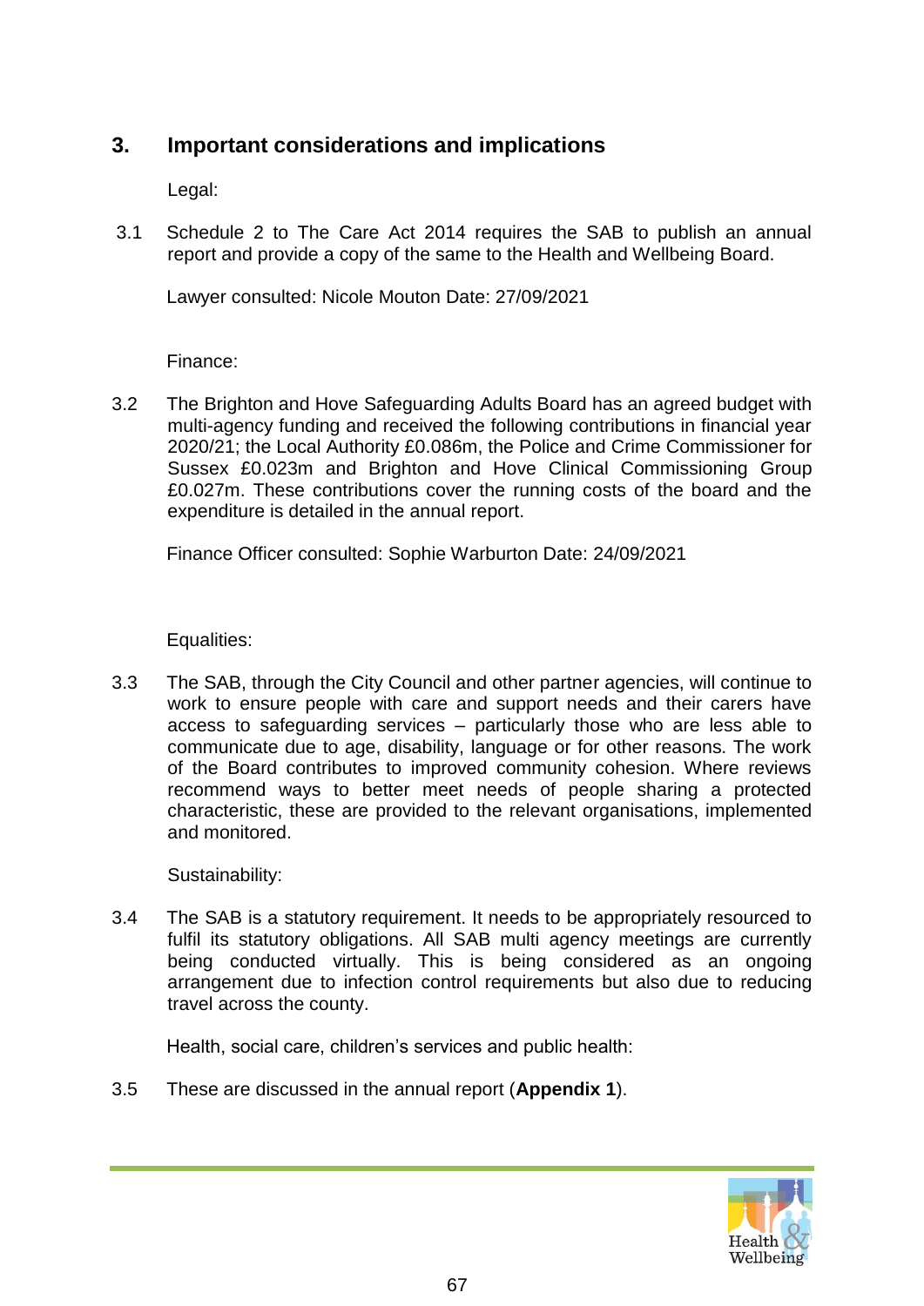## 3. Important considerations and implications

Legal:

3.1 Schedule 2 to The Care Act 2014 requires the SAB to publish an annual report and provide a copy of the same to the Health and Wellbeing Board.

Lawyer consulted: Nicole Mouton Date: 27/09/2021

Finance:

3.2 The Brighton and Hove Safeguarding Adults Board has an agreed budget with multi-agency funding and received the following contributions in financial year 2020/21; the Local Authority £0.086m, the Police and Crime Commissioner for Sussex £0.023m and Brighton and Hove Clinical Commissioning Group £0.027m. These contributions cover the running costs of the board and the expenditure is detailed in the annual report.

Finance Officer consulted: Sophie Warburton Date: 24/09/2021

Equalities:

3.3 The SAB, through the City Council and other partner agencies, will continue to work to ensure people with care and support needs and their carers have access to safeguarding services – particularly those who are less able to communicate due to age, disability, language or for other reasons. The work of the Board contributes to improved community cohesion. Where reviews recommend ways to better meet needs of people sharing a protected characteristic, these are provided to the relevant organisations, implemented and monitored.

Sustainability:

3.4 The SAB is a statutory requirement. It needs to be appropriately resourced to fulfil its statutory obligations. All SAB multi agency meetings are currently being conducted virtually. This is being considered as an ongoing arrangement due to infection control requirements but also due to reducing travel across the county.

Health, social care, children's services and public health:

3.5 These are discussed in the annual report (**Appendix 1**).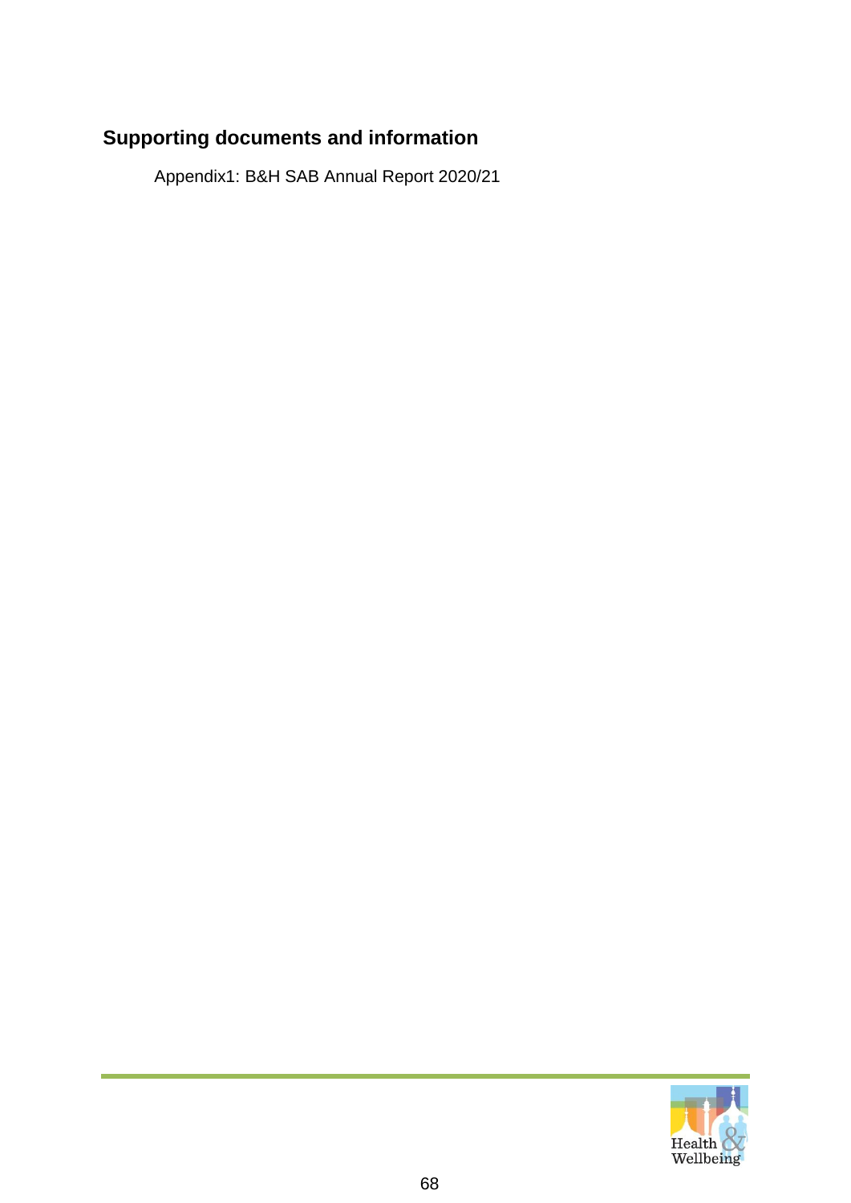## Supporting documents and information

Appendix1: B&H SAB Annual Report 2020/21